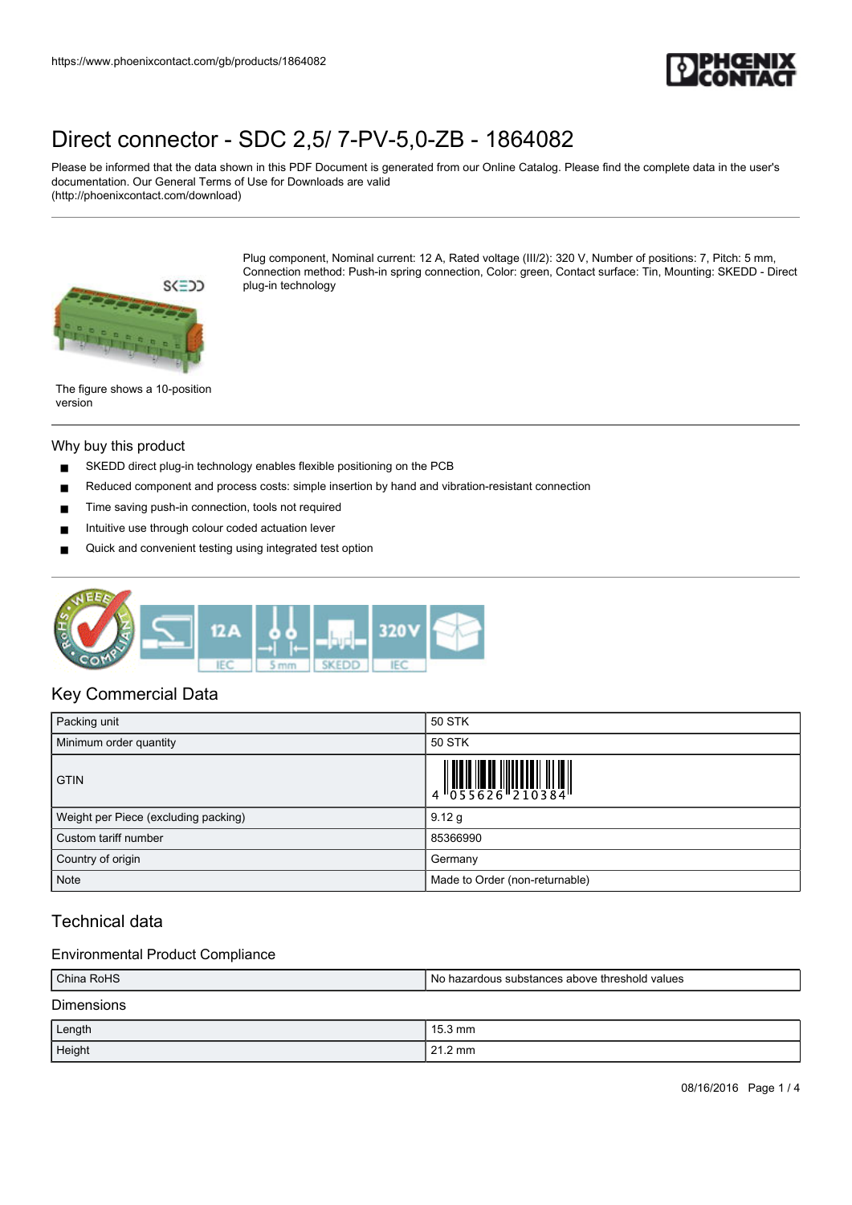# Direct connector - SDC 2,5/ 7-PV-5,0-ZB - 1864082

Please be informed that the data shown in this PDF Document is generated from our Online Catalog. Please find the complete data in the user's documentation. Our General Terms of Use for Downloads are valid (http://phoenixcontact.com/download)

Plug component, Nominal current: 12 A, Rated voltage (III/2): 320 V, Number of positions: 7, Pitch: 5 mm, Connection method: Push-in spring connection, Color: green, Contact surface: Tin, Mounting: SKEDD - Direct plug-in technology

The figure shows a 10-position version

## Why buy this product

- SKEDD direct plug-in technology enables flexible positioning on the PCB
- Reduced component and process costs: simple insertion by hand and vibration-resistant connection
- Time saving push-in connection, tools not required
- Intuitive use through colour coded actuation lever
- Quick and convenient testing using integrated test option

## Key Commercial Data

| | |
|---|---|
| Packing unit | 50 STK |
| Minimum order quantity | 50 STK |
| GTIN | 4 055626 210384 |
| Weight per Piece (excluding packing) | 9.12 g |
| Custom tariff number | 85366990 |
| Country of origin | Germany |
| Note | Made to Order (non-returnable) |

## Technical data

### Environmental Product Compliance

| | |
|---|---|
| China RoHS | No hazardous substances above threshold values |

### Dimensions

| | |
|---|---|
| Length | 15.3 mm |
| Height | 21.2 mm |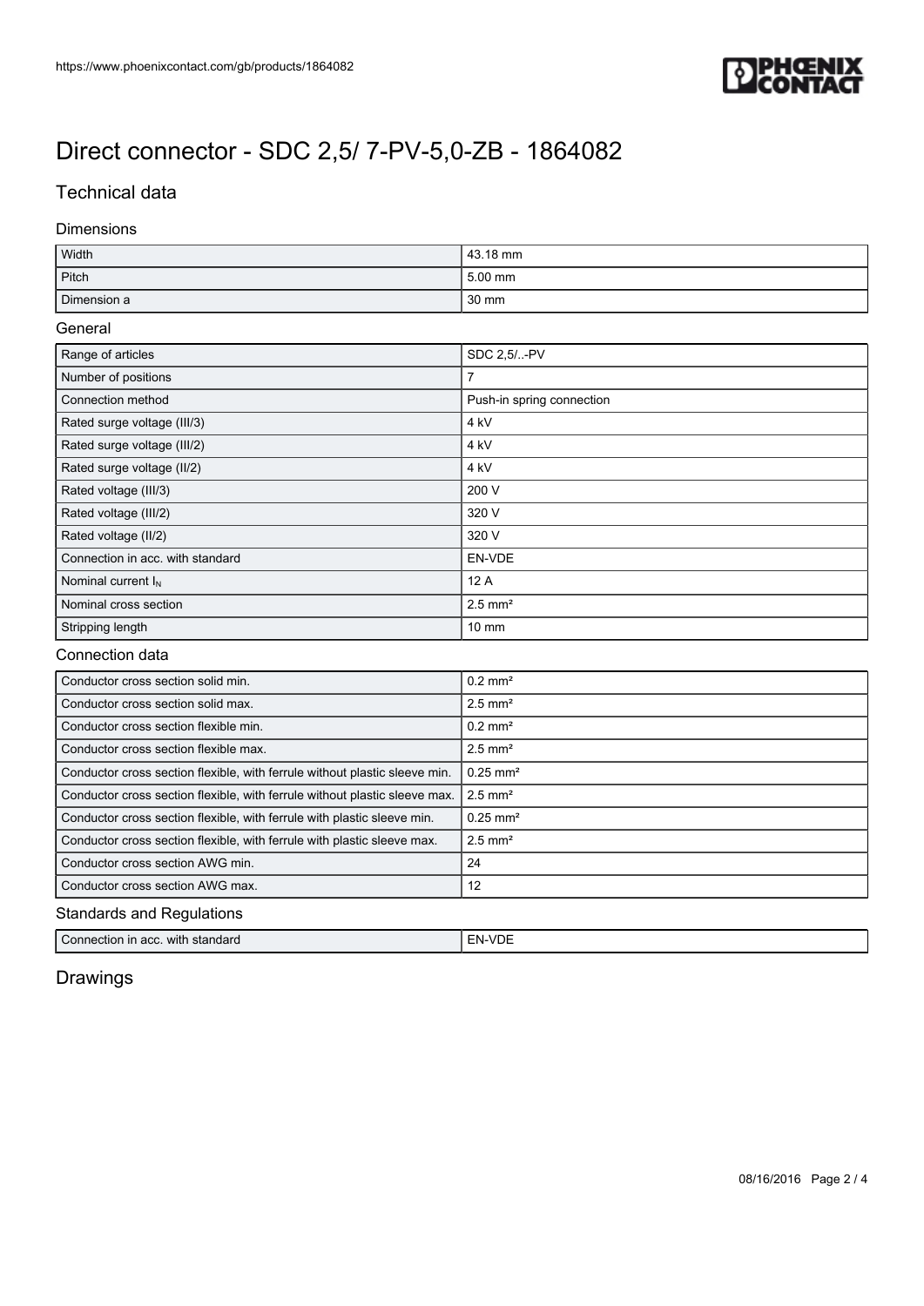# Direct connector - SDC 2,5/ 7-PV-5,0-ZB - 1864082

## Technical data

### Dimensions

| | |
|---|---|
| Width | 43.18 mm |
| Pitch | 5.00 mm |
| Dimension a | 30 mm |

### General

| | |
|---|---|
| Range of articles | SDC 2,5/..-PV |
| Number of positions | 7 |
| Connection method | Push-in spring connection |
| Rated surge voltage (III/3) | 4 kV |
| Rated surge voltage (III/2) | 4 kV |
| Rated surge voltage (II/2) | 4 kV |
| Rated voltage (III/3) | 200 V |
| Rated voltage (III/2) | 320 V |
| Rated voltage (II/2) | 320 V |
| Connection in acc. with standard | EN-VDE |
| Nominal current $I_N$ | 12 A |
| Nominal cross section | 2.5 mm² |
| Stripping length | 10 mm |

### Connection data

| | |
|---|---|
| Conductor cross section solid min. | 0.2 mm² |
| Conductor cross section solid max. | 2.5 mm² |
| Conductor cross section flexible min. | 0.2 mm² |
| Conductor cross section flexible max. | 2.5 mm² |
| Conductor cross section flexible, with ferrule without plastic sleeve min. | 0.25 mm² |
| Conductor cross section flexible, with ferrule without plastic sleeve max. | 2.5 mm² |
| Conductor cross section flexible, with ferrule with plastic sleeve min. | 0.25 mm² |
| Conductor cross section flexible, with ferrule with plastic sleeve max. | 2.5 mm² |
| Conductor cross section AWG min. | 24 |
| Conductor cross section AWG max. | 12 |

### Standards and Regulations

| | |
|---|---|
| Connection in acc. with standard | EN-VDE |

## Drawings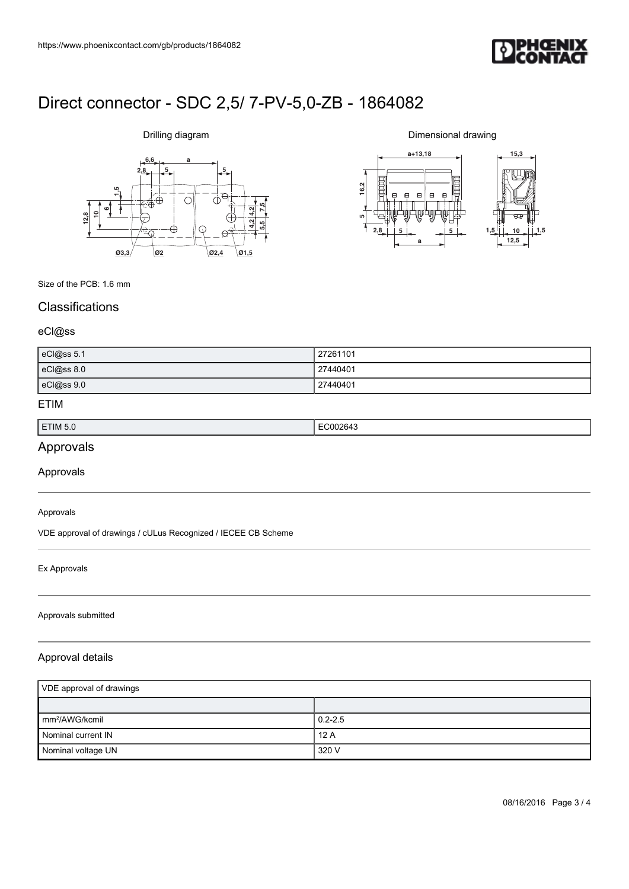# Direct connector - SDC 2,5/ 7-PV-5,0-ZB - 1864082

Drilling diagram

Dimensional drawing

Size of the PCB: 1.6 mm

## Classifications

### eCl@ss

| eCl@ss 5.1 | 27261101 |
| --- | --- |
| eCl@ss 8.0 | 27440401 |
| eCl@ss 9.0 | 27440401 |

### ETIM

| ETIM 5.0 | EC002643 |
| --- | --- |

## Approvals

### Approvals

Approvals

VDE approval of drawings / cULus Recognized / IECEE CB Scheme

Ex Approvals

Approvals submitted

### Approval details

| VDE approval of drawings | |
| --- | --- |
| | |
| mm²/AWG/kcmil | 0.2-2.5 |
| Nominal current IN | 12 A |
| Nominal voltage UN | 320 V |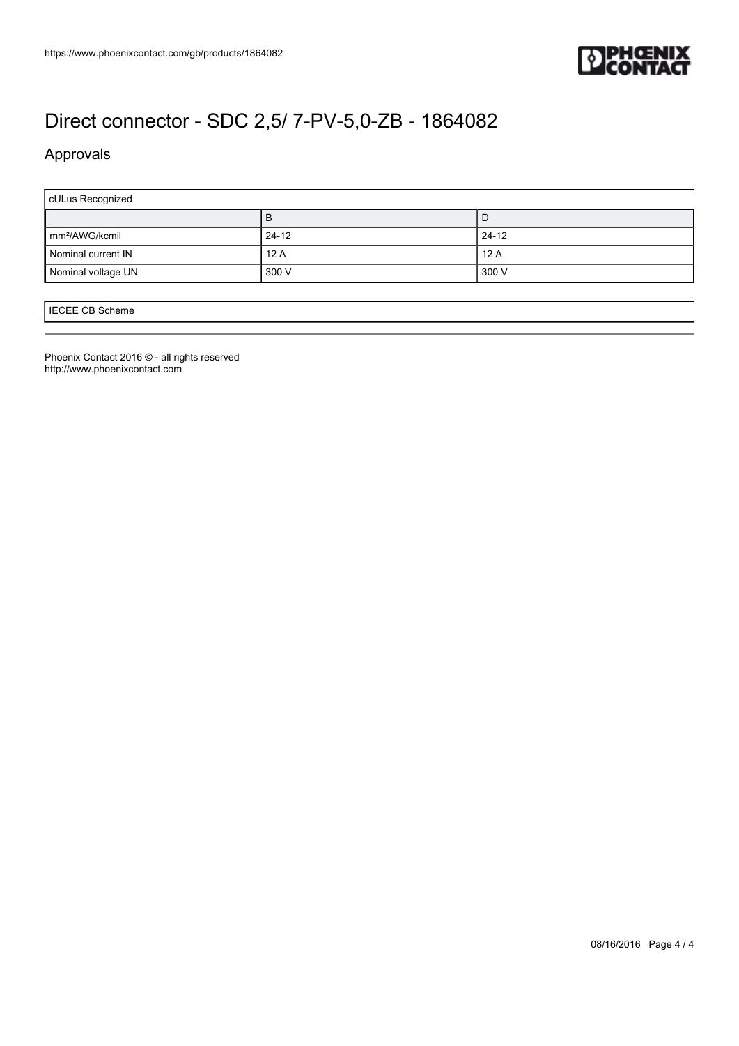# Direct connector - SDC 2,5/ 7-PV-5,0-ZB - 1864082

## Approvals

| cULus Recognized | | |
|---|---|---|
| | B | D |
| mm²/AWG/kcmil | 24-12 | 24-12 |
| Nominal current IN | 12 A | 12 A |
| Nominal voltage UN | 300 V | 300 V |

IECEE CB Scheme

Phoenix Contact 2016 © - all rights reserved
http://www.phoenixcontact.com